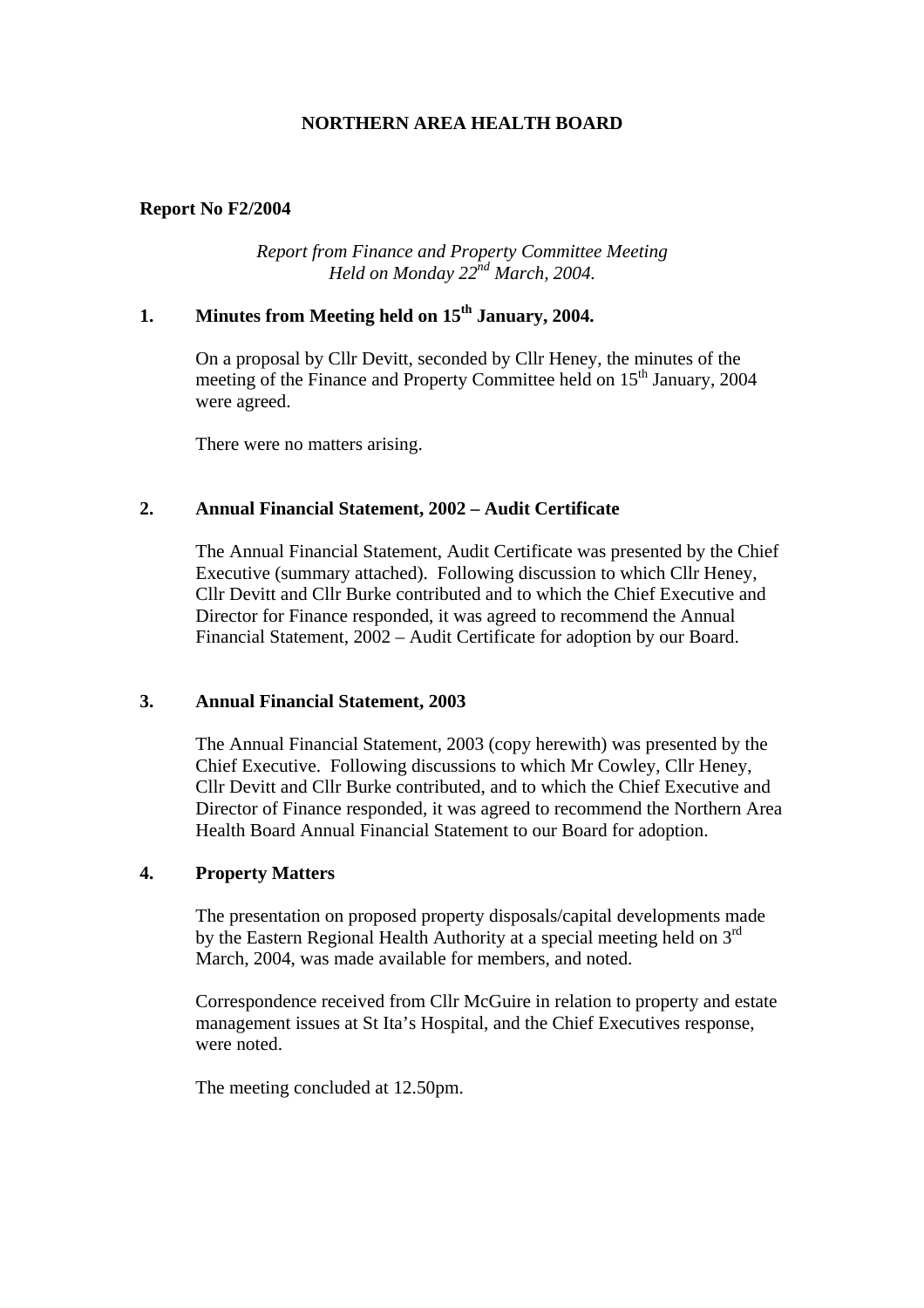# NORTHERN AREA HEALTH BOARD

**Report No F2/2004**

*Report from Finance and Property Committee Meeting*
*Held on Monday 22nd March, 2004.*

## 1. Minutes from Meeting held on 15th January, 2004.

On a proposal by Cllr Devitt, seconded by Cllr Heney, the minutes of the meeting of the Finance and Property Committee held on 15th January, 2004 were agreed.

There were no matters arising.

## 2. Annual Financial Statement, 2002 – Audit Certificate

The Annual Financial Statement, Audit Certificate was presented by the Chief Executive (summary attached). Following discussion to which Cllr Heney, Cllr Devitt and Cllr Burke contributed and to which the Chief Executive and Director for Finance responded, it was agreed to recommend the Annual Financial Statement, 2002 – Audit Certificate for adoption by our Board.

## 3. Annual Financial Statement, 2003

The Annual Financial Statement, 2003 (copy herewith) was presented by the Chief Executive. Following discussions to which Mr Cowley, Cllr Heney, Cllr Devitt and Cllr Burke contributed, and to which the Chief Executive and Director of Finance responded, it was agreed to recommend the Northern Area Health Board Annual Financial Statement to our Board for adoption.

## 4. Property Matters

The presentation on proposed property disposals/capital developments made by the Eastern Regional Health Authority at a special meeting held on 3rd March, 2004, was made available for members, and noted.

Correspondence received from Cllr McGuire in relation to property and estate management issues at St Ita's Hospital, and the Chief Executives response, were noted.

The meeting concluded at 12.50pm.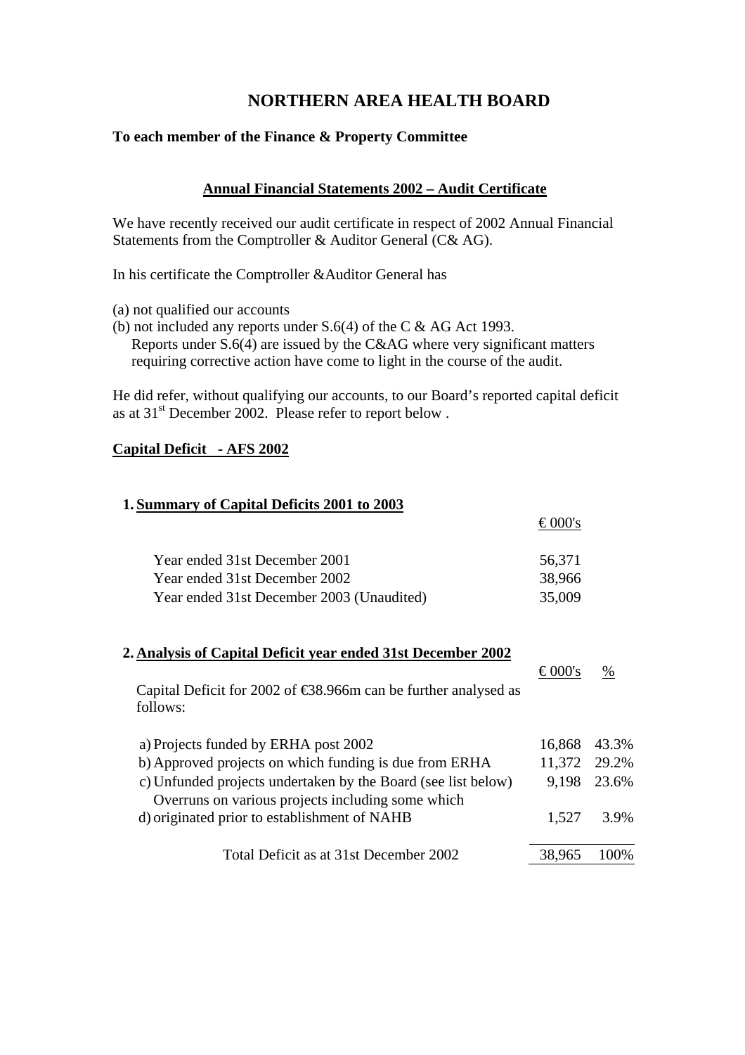# NORTHERN AREA HEALTH BOARD

**To each member of the Finance & Property Committee**

**Annual Financial Statements 2002 – Audit Certificate**

We have recently received our audit certificate in respect of 2002 Annual Financial Statements from the Comptroller & Auditor General (C& AG).

In his certificate the Comptroller &Auditor General has

(a) not qualified our accounts
(b) not included any reports under S.6(4) of the C & AG Act 1993.
Reports under S.6(4) are issued by the C&AG where very significant matters requiring corrective action have come to light in the course of the audit.

He did refer, without qualifying our accounts, to our Board's reported capital deficit as at 31st December 2002. Please refer to report below .

**Capital Deficit - AFS 2002**

**1. Summary of Capital Deficits 2001 to 2003**

| | € 000's |
|---|---|
| Year ended 31st December 2001 | 56,371 |
| Year ended 31st December 2002 | 38,966 |
| Year ended 31st December 2003 (Unaudited) | 35,009 |

**2. Analysis of Capital Deficit year ended 31st December 2002**

Capital Deficit for 2002 of €38.966m can be further analysed as follows:

| | € 000's | % |
|---|---|---|
| a) Projects funded by ERHA post 2002 | 16,868 | 43.3% |
| b) Approved projects on which funding is due from ERHA | 11,372 | 29.2% |
| c) Unfunded projects undertaken by the Board (see list below) | 9,198 | 23.6% |
| d) Overruns on various projects including some which originated prior to establishment of NAHB | 1,527 | 3.9% |
| Total Deficit as at 31st December 2002 | 38,965 | 100% |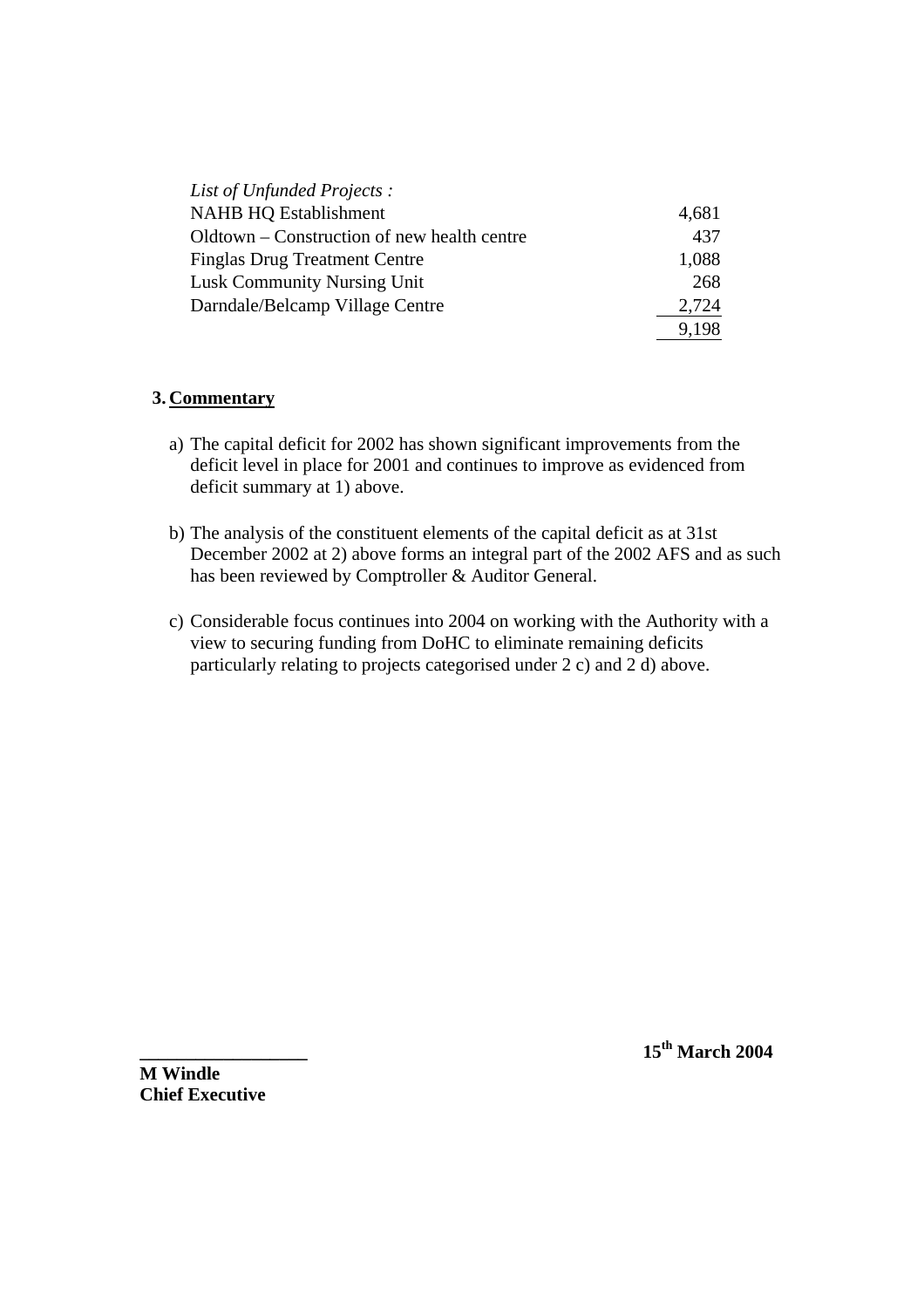*List of Unfunded Projects :*

| | |
|---|---|
| NAHB HQ Establishment | 4,681 |
| Oldtown – Construction of new health centre | 437 |
| Finglas Drug Treatment Centre | 1,088 |
| Lusk Community Nursing Unit | 268 |
| Darndale/Belcamp Village Centre | 2,724 |
| | 9,198 |

**3. Commentary**

a) The capital deficit for 2002 has shown significant improvements from the deficit level in place for 2001 and continues to improve as evidenced from deficit summary at 1) above.

b) The analysis of the constituent elements of the capital deficit as at 31st December 2002 at 2) above forms an integral part of the 2002 AFS and as such has been reviewed by Comptroller & Auditor General.

c) Considerable focus continues into 2004 on working with the Authority with a view to securing funding from DoHC to eliminate remaining deficits particularly relating to projects categorised under 2 c) and 2 d) above.

**15th March 2004**

\_\_\_\_\_\_\_\_\_\_\_\_\_\_\_\_\_\_

**M Windle**
**Chief Executive**